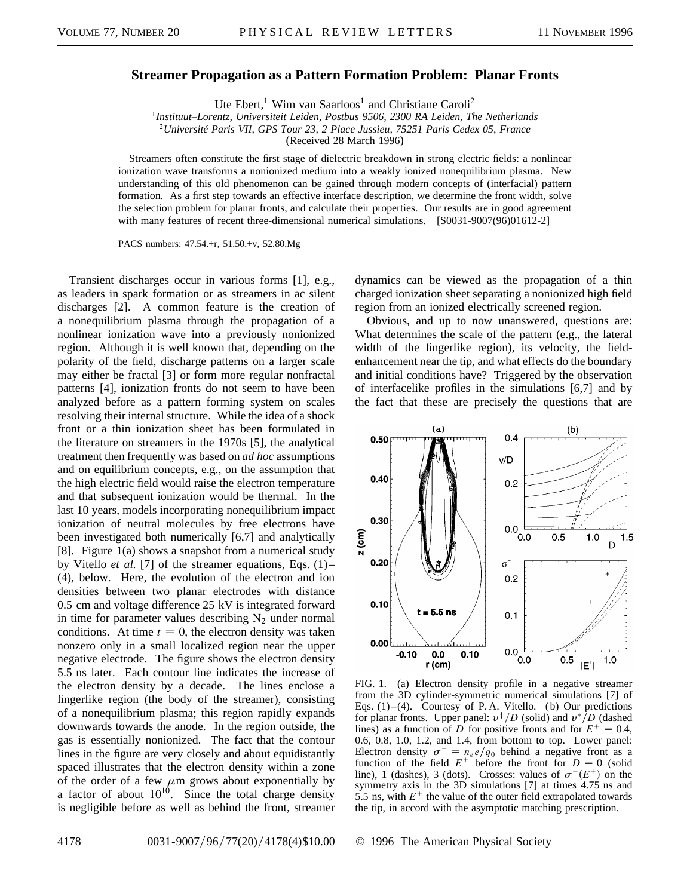# Streamer Propagation as a Pattern Formation Problem: Planar Fronts

Ute Ebert,[1] Wim van Saarloos[1] and Christiane Caroli[2]

[1]*Instituut–Lorentz, Universiteit Leiden, Postbus 9506, 2300 RA Leiden, The Netherlands*
[2]*Université Paris VII, GPS Tour 23, 2 Place Jussieu, 75251 Paris Cedex 05, France*
(Received 28 March 1996)

Streamers often constitute the first stage of dielectric breakdown in strong electric fields: a nonlinear ionization wave transforms a nonionized medium into a weakly ionized nonequilibrium plasma. New understanding of this old phenomenon can be gained through modern concepts of (interfacial) pattern formation. As a first step towards an effective interface description, we determine the front width, solve the selection problem for planar fronts, and calculate their properties. Our results are in good agreement with many features of recent three-dimensional numerical simulations. [S0031-9007(96)01612-2]

PACS numbers: 47.54.+r, 51.50.+v, 52.80.Mg

Transient discharges occur in various forms [1], e.g., as leaders in spark formation or as streamers in ac silent discharges [2]. A common feature is the creation of a nonequilibrium plasma through the propagation of a nonlinear ionization wave into a previously nonionized region. Although it is well known that, depending on the polarity of the field, discharge patterns on a larger scale may either be fractal [3] or form more regular nonfractal patterns [4], ionization fronts do not seem to have been analyzed before as a pattern forming system on scales resolving their internal structure. While the idea of a shock front or a thin ionization sheet has been formulated in the literature on streamers in the 1970s [5], the analytical treatment then frequently was based on *ad hoc* assumptions and on equilibrium concepts, e.g., on the assumption that the high electric field would raise the electron temperature and that subsequent ionization would be thermal. In the last 10 years, models incorporating nonequilibrium impact ionization of neutral molecules by free electrons have been investigated both numerically [6,7] and analytically [8]. Figure 1(a) shows a snapshot from a numerical study by Vitello *et al.* [7] of the streamer equations, Eqs. (1)–(4), below. Here, the evolution of the electron and ion densities between two planar electrodes with distance 0.5 cm and voltage difference 25 kV is integrated forward in time for parameter values describing $N_2$ under normal conditions. At time $t = 0$, the electron density was taken nonzero only in a small localized region near the upper negative electrode. The figure shows the electron density 5.5 ns later. Each contour line indicates the increase of the electron density by a decade. The lines enclose a fingerlike region (the body of the streamer), consisting of a nonequilibrium plasma; this region rapidly expands downwards towards the anode. In the region outside, the gas is essentially nonionized. The fact that the contour lines in the figure are very closely and about equidistantly spaced illustrates that the electron density within a zone of the order of a few $\mu$m grows about exponentially by a factor of about $10^{10}$. Since the total charge density is negligible before as well as behind the front, streamer dynamics can be viewed as the propagation of a thin charged ionization sheet separating a nonionized high field region from an ionized electrically screened region.

Obvious, and up to now unanswered, questions are: What determines the scale of the pattern (e.g., the lateral width of the fingerlike region), its velocity, the field-enhancement near the tip, and what effects do the boundary and initial conditions have? Triggered by the observation of interfacelike profiles in the simulations [6,7] and by the fact that these are precisely the questions that are

FIG. 1. (a) Electron density profile in a negative streamer from the 3D cylinder-symmetric numerical simulations [7] of Eqs. (1)–(4). Courtesy of P. A. Vitello. (b) Our predictions for planar fronts. Upper panel: $v^\dagger/D$ (solid) and $v^*/D$ (dashed lines) as a function of $D$ for positive fronts and for $E^+ = 0.4$, 0.6, 0.8, 1.0, 1.2, and 1.4, from bottom to top. Lower panel: Electron density $\sigma^- = n_e e/q_0$ behind a negative front as a function of the field $E^+$ before the front for $D = 0$ (solid line), 1 (dashes), 3 (dots). Crosses: values of $\sigma^-(E^+)$ on the symmetry axis in the 3D simulations [7] at times 4.75 ns and 5.5 ns, with $E^+$ the value of the outer field extrapolated towards the tip, in accord with the asymptotic matching prescription.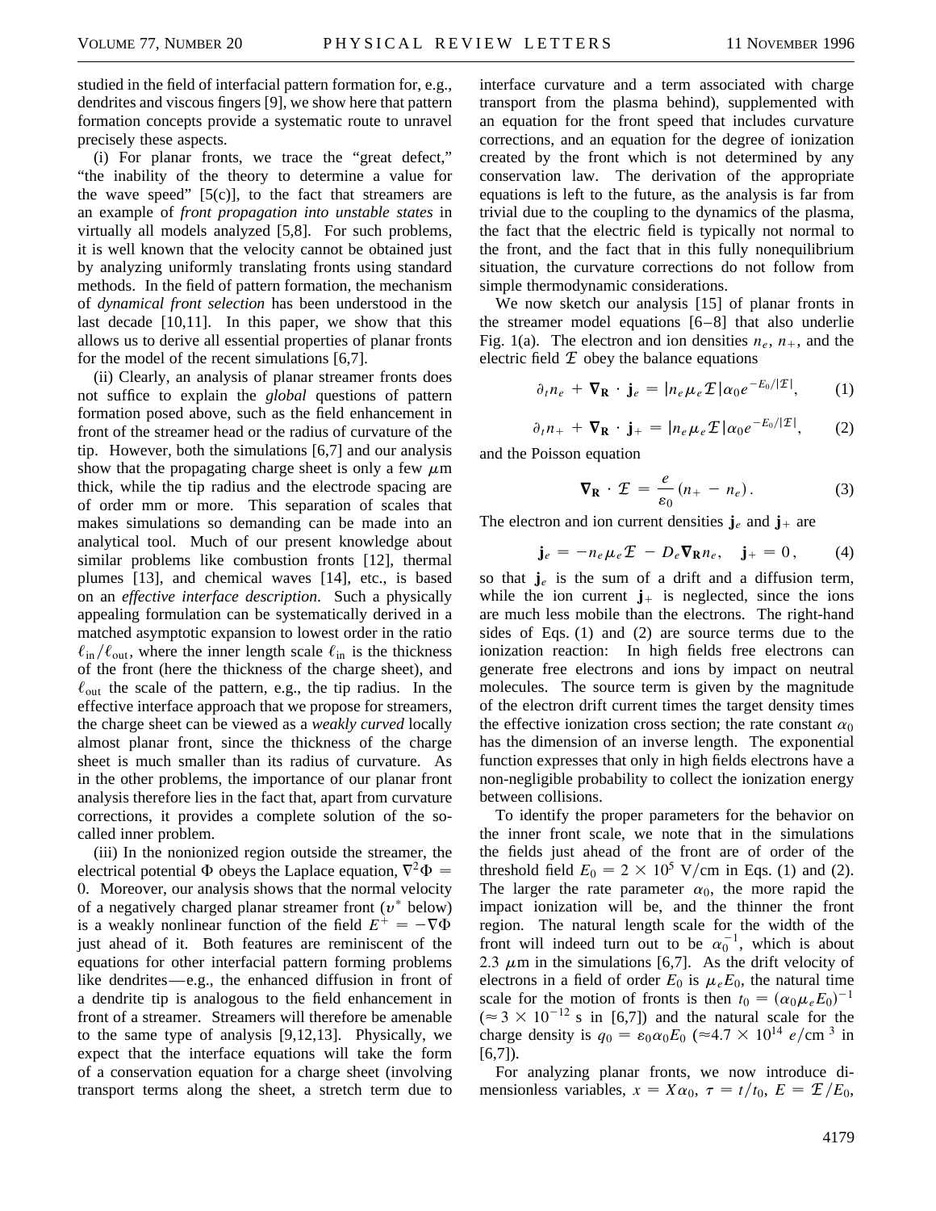studied in the field of interfacial pattern formation for, e.g., dendrites and viscous fingers [9], we show here that pattern formation concepts provide a systematic route to unravel precisely these aspects.

(i) For planar fronts, we trace the "great defect," "the inability of the theory to determine a value for the wave speed" [5(c)], to the fact that streamers are an example of *front propagation into unstable states* in virtually all models analyzed [5,8]. For such problems, it is well known that the velocity cannot be obtained just by analyzing uniformly translating fronts using standard methods. In the field of pattern formation, the mechanism of *dynamical front selection* has been understood in the last decade [10,11]. In this paper, we show that this allows us to derive all essential properties of planar fronts for the model of the recent simulations [6,7].

(ii) Clearly, an analysis of planar streamer fronts does not suffice to explain the *global* questions of pattern formation posed above, such as the field enhancement in front of the streamer head or the radius of curvature of the tip. However, both the simulations [6,7] and our analysis show that the propagating charge sheet is only a few $\mu$m thick, while the tip radius and the electrode spacing are of order mm or more. This separation of scales that makes simulations so demanding can be made into an analytical tool. Much of our present knowledge about similar problems like combustion fronts [12], thermal plumes [13], and chemical waves [14], etc., is based on an *effective interface description*. Such a physically appealing formulation can be systematically derived in a matched asymptotic expansion to lowest order in the ratio $\ell_{\text{in}}/\ell_{\text{out}}$, where the inner length scale $\ell_{\text{in}}$ is the thickness of the front (here the thickness of the charge sheet), and $\ell_{\text{out}}$ the scale of the pattern, e.g., the tip radius. In the effective interface approach that we propose for streamers, the charge sheet can be viewed as a *weakly curved* locally almost planar front, since the thickness of the charge sheet is much smaller than its radius of curvature. As in the other problems, the importance of our planar front analysis therefore lies in the fact that, apart from curvature corrections, it provides a complete solution of the so-called inner problem.

(iii) In the nonionized region outside the streamer, the electrical potential $\Phi$ obeys the Laplace equation, $\nabla^2\Phi = 0$. Moreover, our analysis shows that the normal velocity of a negatively charged planar streamer front ($v^*$ below) is a weakly nonlinear function of the field $E^+ = -\nabla\Phi$ just ahead of it. Both features are reminiscent of the equations for other interfacial pattern forming problems like dendrites—e.g., the enhanced diffusion in front of a dendrite tip is analogous to the field enhancement in front of a streamer. Streamers will therefore be amenable to the same type of analysis [9,12,13]. Physically, we expect that the interface equations will take the form of a conservation equation for a charge sheet (involving transport terms along the sheet, a stretch term due to interface curvature and a term associated with charge transport from the plasma behind), supplemented with an equation for the front speed that includes curvature corrections, and an equation for the degree of ionization created by the front which is not determined by any conservation law. The derivation of the appropriate equations is left to the future, as the analysis is far from trivial due to the coupling to the dynamics of the plasma, the fact that the electric field is typically not normal to the front, and the fact that in this fully nonequilibrium situation, the curvature corrections do not follow from simple thermodynamic considerations.

We now sketch our analysis [15] of planar fronts in the streamer model equations [6–8] that also underlie Fig. 1(a). The electron and ion densities $n_e$, $n_+$, and the electric field $\mathcal{E}$ obey the balance equations

$$\partial_t n_e + \nabla_{\mathbf{R}} \cdot \mathbf{j}_e = |n_e \mu_e \mathcal{E}| \alpha_0 e^{-E_0/|\mathcal{E}|}, \tag{1}$$

$$\partial_t n_+ + \nabla_{\mathbf{R}} \cdot \mathbf{j}_+ = |n_e \mu_e \mathcal{E}| \alpha_0 e^{-E_0/|\mathcal{E}|}, \tag{2}$$

and the Poisson equation

$$\nabla_{\mathbf{R}} \cdot \mathcal{E} = \frac{e}{\varepsilon_0}(n_+ - n_e). \tag{3}$$

The electron and ion current densities $\mathbf{j}_e$ and $\mathbf{j}_+$ are

$$\mathbf{j}_e = -n_e \mu_e \mathcal{E} - D_e \nabla_{\mathbf{R}} n_e, \quad \mathbf{j}_+ = 0, \tag{4}$$

so that $\mathbf{j}_e$ is the sum of a drift and a diffusion term, while the ion current $\mathbf{j}_+$ is neglected, since the ions are much less mobile than the electrons. The right-hand sides of Eqs. (1) and (2) are source terms due to the ionization reaction: In high fields free electrons can generate free electrons and ions by impact on neutral molecules. The source term is given by the magnitude of the electron drift current times the target density times the effective ionization cross section; the rate constant $\alpha_0$ has the dimension of an inverse length. The exponential function expresses that only in high fields electrons have a non-negligible probability to collect the ionization energy between collisions.

To identify the proper parameters for the behavior on the inner front scale, we note that in the simulations the fields just ahead of the front are of order of the threshold field $E_0 = 2 \times 10^5$ V/cm in Eqs. (1) and (2). The larger the rate parameter $\alpha_0$, the more rapid the impact ionization will be, and the thinner the front region. The natural length scale for the width of the front will indeed turn out to be $\alpha_0^{-1}$, which is about 2.3 $\mu$m in the simulations [6,7]. As the drift velocity of electrons in a field of order $E_0$ is $\mu_e E_0$, the natural time scale for the motion of fronts is then $t_0 = (\alpha_0 \mu_e E_0)^{-1}$ ($\approx 3 \times 10^{-12}$ s in [6,7]) and the natural scale for the charge density is $q_0 = \varepsilon_0 \alpha_0 E_0$ ($\approx 4.7 \times 10^{14}$ $e$/cm$^3$ in [6,7]).

For analyzing planar fronts, we now introduce dimensionless variables, $x = X\alpha_0$, $\tau = t/t_0$, $E = \mathcal{E}/E_0$,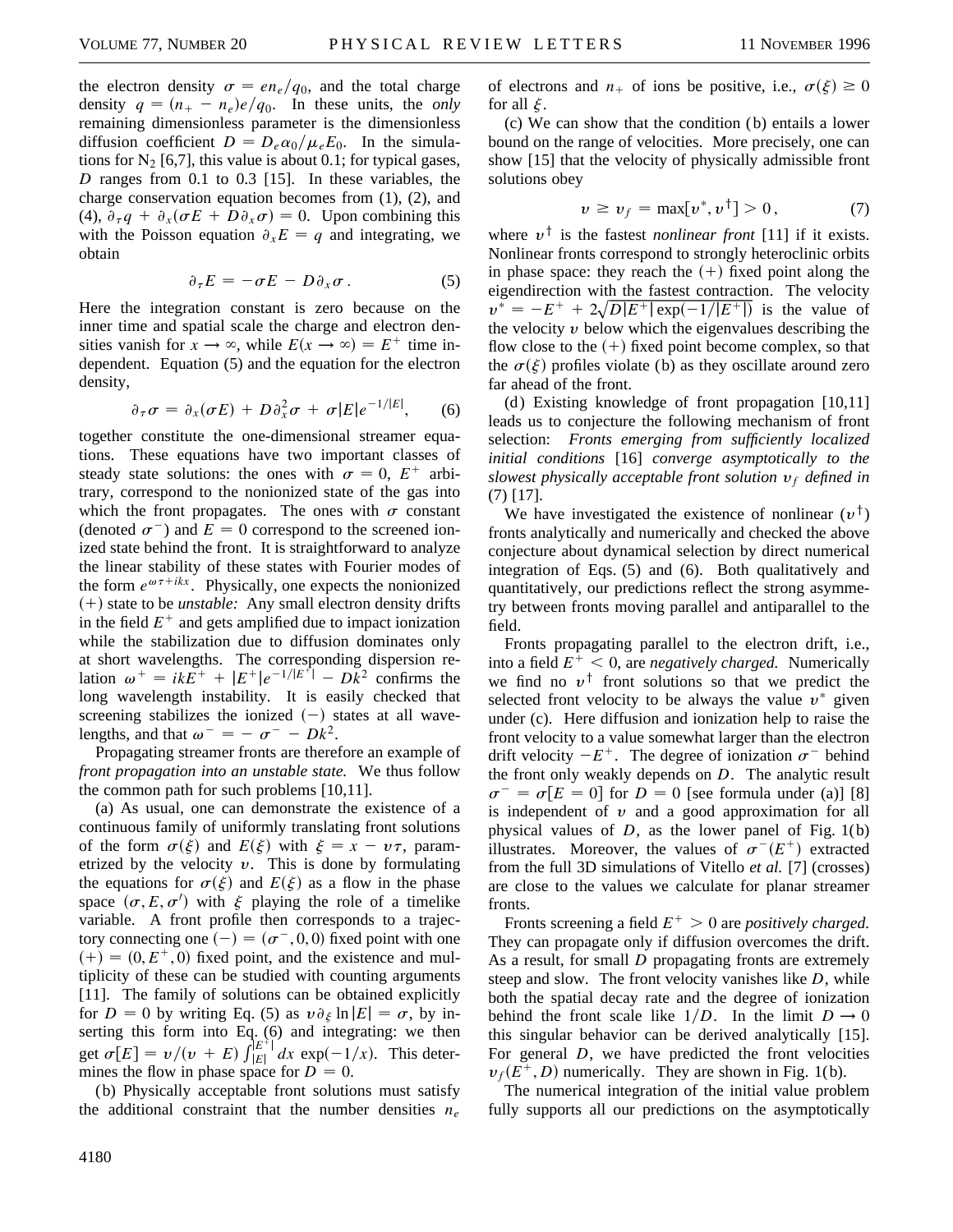the electron density $\sigma = en_e/q_0$, and the total charge density $q = (n_+ - n_e)e/q_0$. In these units, the *only* remaining dimensionless parameter is the dimensionless diffusion coefficient $D = D_e\alpha_0/\mu_e E_0$. In the simulations for $N_2$ [6,7], this value is about 0.1; for typical gases, $D$ ranges from 0.1 to 0.3 [15]. In these variables, the charge conservation equation becomes from (1), (2), and (4), $\partial_\tau q + \partial_x(\sigma E + D\partial_x\sigma) = 0$. Upon combining this with the Poisson equation $\partial_x E = q$ and integrating, we obtain

$$\partial_\tau E = -\sigma E - D\partial_x\sigma\,. \tag{5}$$

Here the integration constant is zero because on the inner time and spatial scale the charge and electron densities vanish for $x \to \infty$, while $E(x \to \infty) = E^+$ time independent. Equation (5) and the equation for the electron density,

$$\partial_\tau\sigma = \partial_x(\sigma E) + D\partial_x^2\sigma + \sigma|E|e^{-1/|E|}, \tag{6}$$

together constitute the one-dimensional streamer equations. These equations have two important classes of steady state solutions: the ones with $\sigma = 0$, $E^+$ arbitrary, correspond to the nonionized state of the gas into which the front propagates. The ones with $\sigma$ constant (denoted $\sigma^-$) and $E = 0$ correspond to the screened ionized state behind the front. It is straightforward to analyze the linear stability of these states with Fourier modes of the form $e^{\omega\tau + ikx}$. Physically, one expects the nonionized $(+)$ state to be *unstable:* Any small electron density drifts in the field $E^+$ and gets amplified due to impact ionization while the stabilization due to diffusion dominates only at short wavelengths. The corresponding dispersion relation $\omega^+ = ikE^+ + |E^+|e^{-1/|E^+|} - Dk^2$ confirms the long wavelength instability. It is easily checked that screening stabilizes the ionized $(-)$ states at all wavelengths, and that $\omega^- = -\sigma^- - Dk^2$.

Propagating streamer fronts are therefore an example of *front propagation into an unstable state.* We thus follow the common path for such problems [10,11].

(a) As usual, one can demonstrate the existence of a continuous family of uniformly translating front solutions of the form $\sigma(\xi)$ and $E(\xi)$ with $\xi = x - v\tau$, parametrized by the velocity $v$. This is done by formulating the equations for $\sigma(\xi)$ and $E(\xi)$ as a flow in the phase space $(\sigma, E, \sigma')$ with $\xi$ playing the role of a timelike variable. A front profile then corresponds to a trajectory connecting one $(-) = (\sigma^-, 0, 0)$ fixed point with one $(+) = (0, E^+, 0)$ fixed point, and the existence and multiplicity of these can be studied with counting arguments [11]. The family of solutions can be obtained explicitly for $D = 0$ by writing Eq. (5) as $v\partial_\xi \ln|E| = \sigma$, by inserting this form into Eq. (6) and integrating: we then get $\sigma[E] = v/(v + E)\int_{|E|}^{|E^+|} dx\, \exp(-1/x)$. This determines the flow in phase space for $D = 0$.

(b) Physically acceptable front solutions must satisfy the additional constraint that the number densities $n_e$ of electrons and $n_+$ of ions be positive, i.e., $\sigma(\xi) \geq 0$ for all $\xi$.

(c) We can show that the condition (b) entails a lower bound on the range of velocities. More precisely, one can show [15] that the velocity of physically admissible front solutions obey

$$v \geq v_f = \max[v^*, v^\dagger] > 0\,, \tag{7}$$

where $v^\dagger$ is the fastest *nonlinear front* [11] if it exists. Nonlinear fronts correspond to strongly heteroclinic orbits in phase space: they reach the $(+)$ fixed point along the eigendirection with the fastest contraction. The velocity $v^* = -E^+ + 2\sqrt{D|E^+|\exp(-1/|E^+|)}$ is the value of the velocity $v$ below which the eigenvalues describing the flow close to the $(+)$ fixed point become complex, so that the $\sigma(\xi)$ profiles violate (b) as they oscillate around zero far ahead of the front.

(d) Existing knowledge of front propagation [10,11] leads us to conjecture the following mechanism of front selection: *Fronts emerging from sufficiently localized initial conditions* [16] *converge asymptotically to the slowest physically acceptable front solution $v_f$ defined in* (7) [17].

We have investigated the existence of nonlinear $(v^\dagger)$ fronts analytically and numerically and checked the above conjecture about dynamical selection by direct numerical integration of Eqs. (5) and (6). Both qualitatively and quantitatively, our predictions reflect the strong asymmetry between fronts moving parallel and antiparallel to the field.

Fronts propagating parallel to the electron drift, i.e., into a field $E^+ < 0$, are *negatively charged.* Numerically we find no $v^\dagger$ front solutions so that we predict the selected front velocity to be always the value $v^*$ given under (c). Here diffusion and ionization help to raise the front velocity to a value somewhat larger than the electron drift velocity $-E^+$. The degree of ionization $\sigma^-$ behind the front only weakly depends on $D$. The analytic result $\sigma^- = \sigma[E = 0]$ for $D = 0$ [see formula under (a)] [8] is independent of $v$ and a good approximation for all physical values of $D$, as the lower panel of Fig. 1(b) illustrates. Moreover, the values of $\sigma^-(E^+)$ extracted from the full 3D simulations of Vitello *et al.* [7] (crosses) are close to the values we calculate for planar streamer fronts.

Fronts screening a field $E^+ > 0$ are *positively charged.* They can propagate only if diffusion overcomes the drift. As a result, for small $D$ propagating fronts are extremely steep and slow. The front velocity vanishes like $D$, while both the spatial decay rate and the degree of ionization behind the front scale like $1/D$. In the limit $D \to 0$ this singular behavior can be derived analytically [15]. For general $D$, we have predicted the front velocities $v_f(E^+, D)$ numerically. They are shown in Fig. 1(b).

The numerical integration of the initial value problem fully supports all our predictions on the asymptotically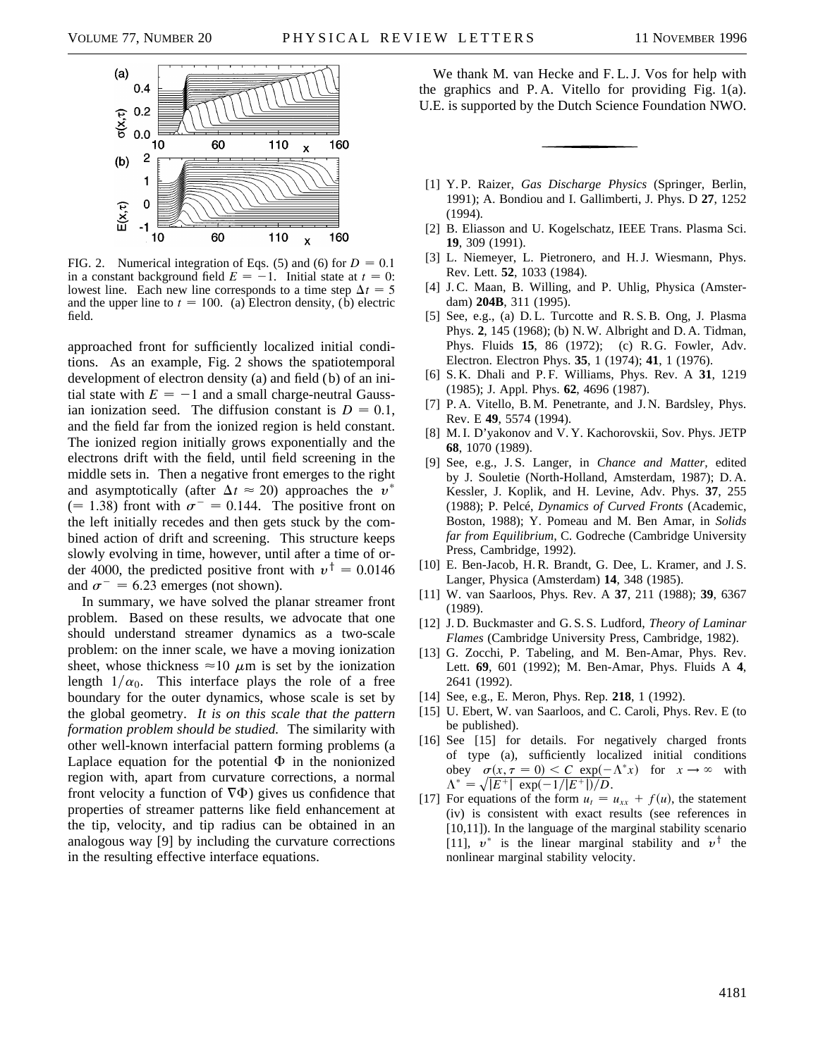(a)

0.4

0.2

$\sigma(x,\tau)$

0.0

10 60 110 x 160

(b)

2

1

$E(x,\tau)$

0

-1

10 60 110 x 160

FIG. 2. Numerical integration of Eqs. (5) and (6) for $D = 0.1$ in a constant background field $E = -1$. Initial state at $t = 0$: lowest line. Each new line corresponds to a time step $\Delta t = 5$ and the upper line to $t = 100$. (a) Electron density, (b) electric field.

approached front for sufficiently localized initial conditions. As an example, Fig. 2 shows the spatiotemporal development of electron density (a) and field (b) of an initial state with $E = -1$ and a small charge-neutral Gaussian ionization seed. The diffusion constant is $D = 0.1$, and the field far from the ionized region is held constant. The ionized region initially grows exponentially and the electrons drift with the field, until field screening in the middle sets in. Then a negative front emerges to the right and asymptotically (after $\Delta t \approx 20$) approaches the $v^*$ ($= 1.38$) front with $\sigma^- = 0.144$. The positive front on the left initially recedes and then gets stuck by the combined action of drift and screening. This structure keeps slowly evolving in time, however, until after a time of order 4000, the predicted positive front with $v^\dagger = 0.0146$ and $\sigma^- = 6.23$ emerges (not shown).

In summary, we have solved the planar streamer front problem. Based on these results, we advocate that one should understand streamer dynamics as a two-scale problem: on the inner scale, we have a moving ionization sheet, whose thickness $\approx 10\ \mu$m is set by the ionization length $1/\alpha_0$. This interface plays the role of a free boundary for the outer dynamics, whose scale is set by the global geometry. *It is on this scale that the pattern formation problem should be studied.* The similarity with other well-known interfacial pattern forming problems (a Laplace equation for the potential $\Phi$ in the nonionized region with, apart from curvature corrections, a normal front velocity a function of $\nabla\Phi$) gives us confidence that properties of streamer patterns like field enhancement at the tip, velocity, and tip radius can be obtained in an analogous way [9] by including the curvature corrections in the resulting effective interface equations.

We thank M. van Hecke and F. L. J. Vos for help with the graphics and P. A. Vitello for providing Fig. 1(a). U. E. is supported by the Dutch Science Foundation NWO.

---

[1] Y. P. Raizer, *Gas Discharge Physics* (Springer, Berlin, 1991); A. Bondiou and I. Gallimberti, J. Phys. D **27**, 1252 (1994).

[2] B. Eliasson and U. Kogelschatz, IEEE Trans. Plasma Sci. **19**, 309 (1991).

[3] L. Niemeyer, L. Pietronero, and H. J. Wiesmann, Phys. Rev. Lett. **52**, 1033 (1984).

[4] J. C. Maan, B. Willing, and P. Uhlig, Physica (Amsterdam) **204B**, 311 (1995).

[5] See, e.g., (a) D. L. Turcotte and R. S. B. Ong, J. Plasma Phys. **2**, 145 (1968); (b) N. W. Albright and D. A. Tidman, Phys. Fluids **15**, 86 (1972); (c) R. G. Fowler, Adv. Electron. Electron Phys. **35**, 1 (1974); **41**, 1 (1976).

[6] S. K. Dhali and P. F. Williams, Phys. Rev. A **31**, 1219 (1985); J. Appl. Phys. **62**, 4696 (1987).

[7] P. A. Vitello, B. M. Penetrante, and J. N. Bardsley, Phys. Rev. E **49**, 5574 (1994).

[8] M. I. D'yakonov and V. Y. Kachorovskii, Sov. Phys. JETP **68**, 1070 (1989).

[9] See, e.g., J. S. Langer, in *Chance and Matter*, edited by J. Souletie (North-Holland, Amsterdam, 1987); D. A. Kessler, J. Koplik, and H. Levine, Adv. Phys. **37**, 255 (1988); P. Pelcé, *Dynamics of Curved Fronts* (Academic, Boston, 1988); Y. Pomeau and M. Ben Amar, in *Solids far from Equilibrium*, C. Godreche (Cambridge University Press, Cambridge, 1992).

[10] E. Ben-Jacob, H. R. Brandt, G. Dee, L. Kramer, and J. S. Langer, Physica (Amsterdam) **14**, 348 (1985).

[11] W. van Saarloos, Phys. Rev. A **37**, 211 (1988); **39**, 6367 (1989).

[12] J. D. Buckmaster and G. S. S. Ludford, *Theory of Laminar Flames* (Cambridge University Press, Cambridge, 1982).

[13] G. Zocchi, P. Tabeling, and M. Ben-Amar, Phys. Rev. Lett. **69**, 601 (1992); M. Ben-Amar, Phys. Fluids A **4**, 2641 (1992).

[14] See, e.g., E. Meron, Phys. Rep. **218**, 1 (1992).

[15] U. Ebert, W. van Saarloos, and C. Caroli, Phys. Rev. E (to be published).

[16] See [15] for details. For negatively charged fronts of type (a), sufficiently localized initial conditions obey $\sigma(x, \tau = 0) < C\ \exp(-\Lambda^* x)$ for $x \to \infty$ with $\Lambda^* = \sqrt{|E^+|\ \exp(-1/|E^+|)/D}$.

[17] For equations of the form $u_t = u_{xx} + f(u)$, the statement (iv) is consistent with exact results (see references in [10,11]). In the language of the marginal stability scenario [11], $v^*$ is the linear marginal stability and $v^\dagger$ the nonlinear marginal stability velocity.